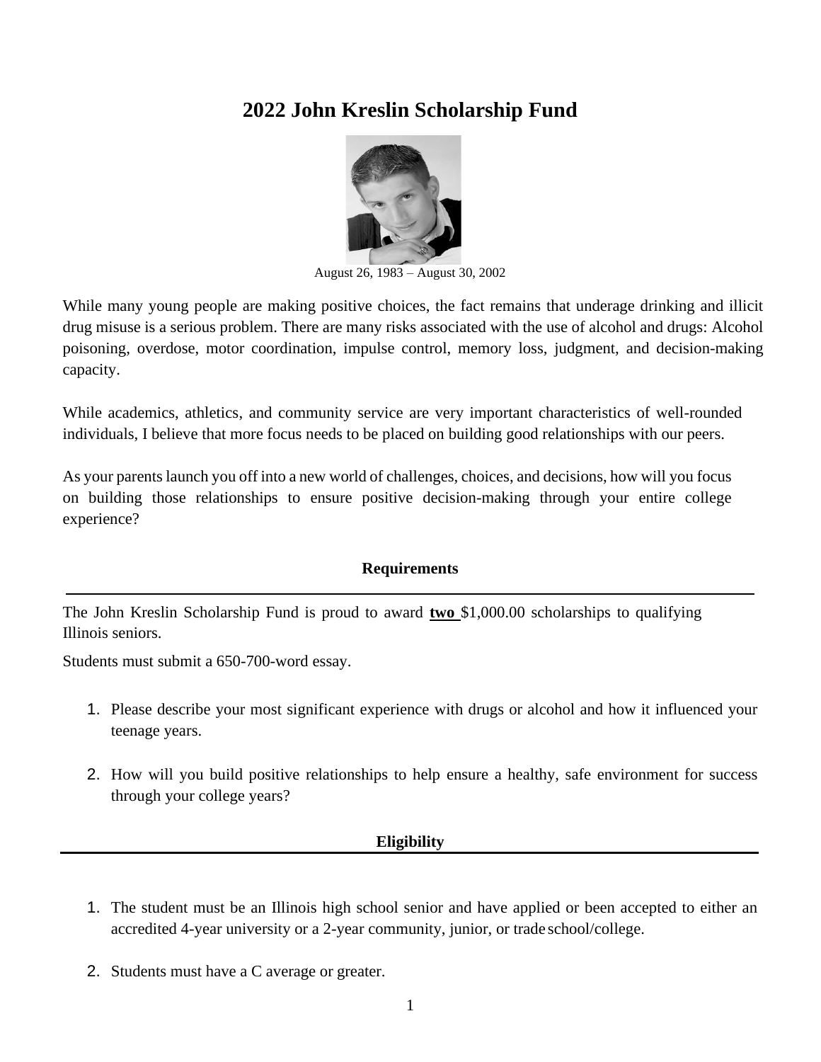# 2022 John Kreslin Scholarship Fund

August 26, 1983 – August 30, 2002

While many young people are making positive choices, the fact remains that underage drinking and illicit drug misuse is a serious problem. There are many risks associated with the use of alcohol and drugs: Alcohol poisoning, overdose, motor coordination, impulse control, memory loss, judgment, and decision-making capacity.

While academics, athletics, and community service are very important characteristics of well-rounded individuals, I believe that more focus needs to be placed on building good relationships with our peers.

As your parents launch you off into a new world of challenges, choices, and decisions, how will you focus on building those relationships to ensure positive decision-making through your entire college experience?

## Requirements

The John Kreslin Scholarship Fund is proud to award **two** $1,000.00 scholarships to qualifying Illinois seniors.

Students must submit a 650-700-word essay.

1. Please describe your most significant experience with drugs or alcohol and how it influenced your teenage years.
2. How will you build positive relationships to help ensure a healthy, safe environment for success through your college years?

## Eligibility

1. The student must be an Illinois high school senior and have applied or been accepted to either an accredited 4-year university or a 2-year community, junior, or trade school/college.
2. Students must have a C average or greater.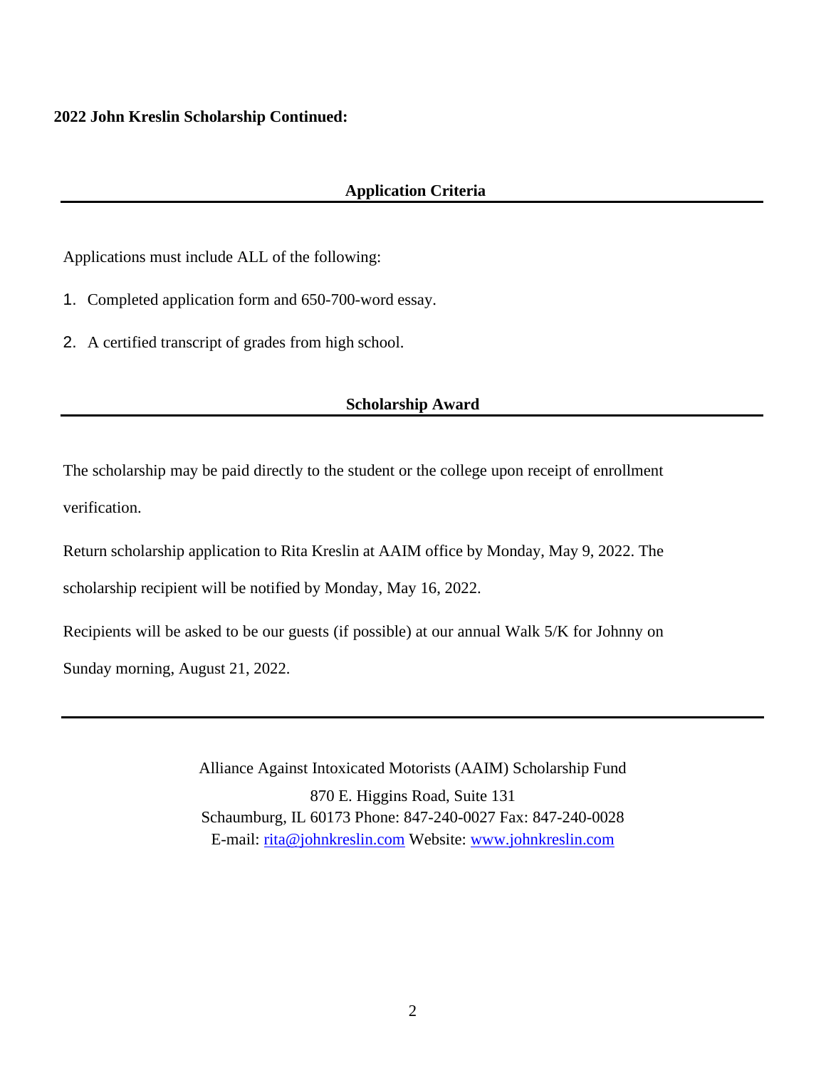**2022 John Kreslin Scholarship Continued:**

## Application Criteria

Applications must include ALL of the following:

1. Completed application form and 650-700-word essay.
2. A certified transcript of grades from high school.

## Scholarship Award

The scholarship may be paid directly to the student or the college upon receipt of enrollment verification.

Return scholarship application to Rita Kreslin at AAIM office by Monday, May 9, 2022. The scholarship recipient will be notified by Monday, May 16, 2022.

Recipients will be asked to be our guests (if possible) at our annual Walk 5/K for Johnny on Sunday morning, August 21, 2022.

---

Alliance Against Intoxicated Motorists (AAIM) Scholarship Fund
870 E. Higgins Road, Suite 131
Schaumburg, IL 60173 Phone: 847-240-0027 Fax: 847-240-0028
E-mail: rita@johnkreslin.com Website: www.johnkreslin.com